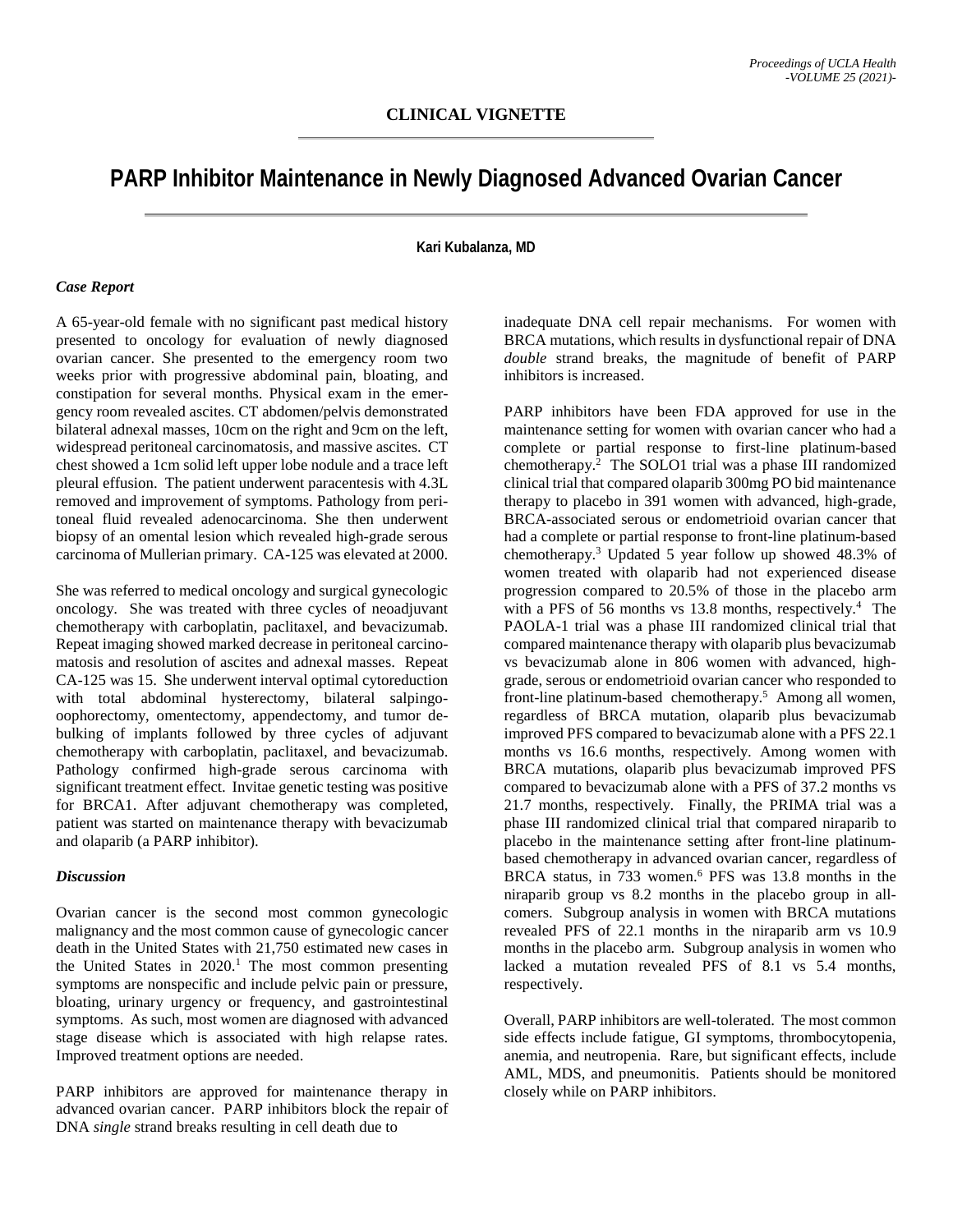**CLINICAL VIGNETTE**

# PARP Inhibitor Maintenance in Newly Diagnosed Advanced Ovarian Cancer

**Kari Kubalanza, MD**

### *Case Report*

A 65-year-old female with no significant past medical history presented to oncology for evaluation of newly diagnosed ovarian cancer. She presented to the emergency room two weeks prior with progressive abdominal pain, bloating, and constipation for several months. Physical exam in the emergency room revealed ascites. CT abdomen/pelvis demonstrated bilateral adnexal masses, 10cm on the right and 9cm on the left, widespread peritoneal carcinomatosis, and massive ascites. CT chest showed a 1cm solid left upper lobe nodule and a trace left pleural effusion. The patient underwent paracentesis with 4.3L removed and improvement of symptoms. Pathology from peritoneal fluid revealed adenocarcinoma. She then underwent biopsy of an omental lesion which revealed high-grade serous carcinoma of Mullerian primary. CA-125 was elevated at 2000.

She was referred to medical oncology and surgical gynecologic oncology. She was treated with three cycles of neoadjuvant chemotherapy with carboplatin, paclitaxel, and bevacizumab. Repeat imaging showed marked decrease in peritoneal carcinomatosis and resolution of ascites and adnexal masses. Repeat CA-125 was 15. She underwent interval optimal cytoreduction with total abdominal hysterectomy, bilateral salpingo-oophorectomy, omentectomy, appendectomy, and tumor debulking of implants followed by three cycles of adjuvant chemotherapy with carboplatin, paclitaxel, and bevacizumab. Pathology confirmed high-grade serous carcinoma with significant treatment effect. Invitae genetic testing was positive for BRCA1. After adjuvant chemotherapy was completed, patient was started on maintenance therapy with bevacizumab and olaparib (a PARP inhibitor).

### *Discussion*

Ovarian cancer is the second most common gynecologic malignancy and the most common cause of gynecologic cancer death in the United States with 21,750 estimated new cases in the United States in 2020.[1] The most common presenting symptoms are nonspecific and include pelvic pain or pressure, bloating, urinary urgency or frequency, and gastrointestinal symptoms. As such, most women are diagnosed with advanced stage disease which is associated with high relapse rates. Improved treatment options are needed.

PARP inhibitors are approved for maintenance therapy in advanced ovarian cancer. PARP inhibitors block the repair of DNA *single* strand breaks resulting in cell death due to inadequate DNA cell repair mechanisms. For women with BRCA mutations, which results in dysfunctional repair of DNA *double* strand breaks, the magnitude of benefit of PARP inhibitors is increased.

PARP inhibitors have been FDA approved for use in the maintenance setting for women with ovarian cancer who had a complete or partial response to first-line platinum-based chemotherapy.[2] The SOLO1 trial was a phase III randomized clinical trial that compared olaparib 300mg PO bid maintenance therapy to placebo in 391 women with advanced, high-grade, BRCA-associated serous or endometrioid ovarian cancer that had a complete or partial response to front-line platinum-based chemotherapy.[3] Updated 5 year follow up showed 48.3% of women treated with olaparib had not experienced disease progression compared to 20.5% of those in the placebo arm with a PFS of 56 months vs 13.8 months, respectively.[4] The PAOLA-1 trial was a phase III randomized clinical trial that compared maintenance therapy with olaparib plus bevacizumab vs bevacizumab alone in 806 women with advanced, high-grade, serous or endometrioid ovarian cancer who responded to front-line platinum-based chemotherapy.[5] Among all women, regardless of BRCA mutation, olaparib plus bevacizumab improved PFS compared to bevacizumab alone with a PFS 22.1 months vs 16.6 months, respectively. Among women with BRCA mutations, olaparib plus bevacizumab improved PFS compared to bevacizumab alone with a PFS of 37.2 months vs 21.7 months, respectively. Finally, the PRIMA trial was a phase III randomized clinical trial that compared niraparib to placebo in the maintenance setting after front-line platinum-based chemotherapy in advanced ovarian cancer, regardless of BRCA status, in 733 women.[6] PFS was 13.8 months in the niraparib group vs 8.2 months in the placebo group in all-comers. Subgroup analysis in women with BRCA mutations revealed PFS of 22.1 months in the niraparib arm vs 10.9 months in the placebo arm. Subgroup analysis in women who lacked a mutation revealed PFS of 8.1 vs 5.4 months, respectively.

Overall, PARP inhibitors are well-tolerated. The most common side effects include fatigue, GI symptoms, thrombocytopenia, anemia, and neutropenia. Rare, but significant effects, include AML, MDS, and pneumonitis. Patients should be monitored closely while on PARP inhibitors.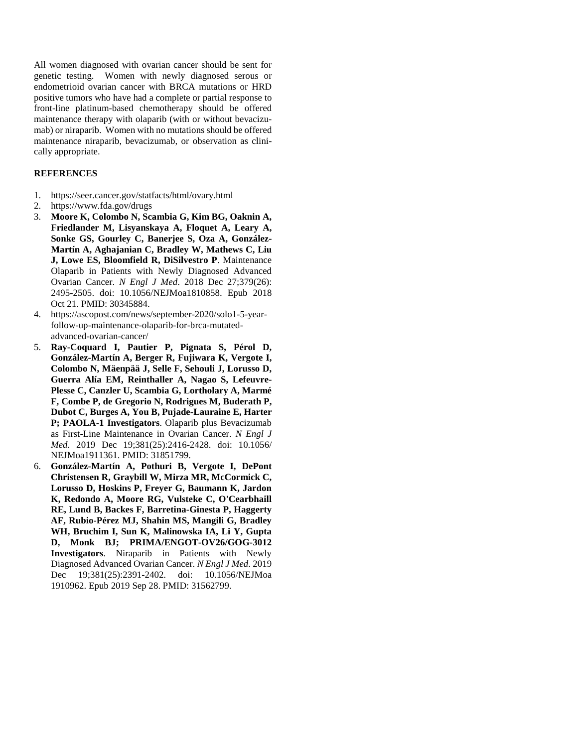All women diagnosed with ovarian cancer should be sent for genetic testing. Women with newly diagnosed serous or endometrioid ovarian cancer with BRCA mutations or HRD positive tumors who have had a complete or partial response to front-line platinum-based chemotherapy should be offered maintenance therapy with olaparib (with or without bevacizumab) or niraparib. Women with no mutations should be offered maintenance niraparib, bevacizumab, or observation as clinically appropriate.

## REFERENCES

1. https://seer.cancer.gov/statfacts/html/ovary.html
2. https://www.fda.gov/drugs
3. **Moore K, Colombo N, Scambia G, Kim BG, Oaknin A, Friedlander M, Lisyanskaya A, Floquet A, Leary A, Sonke GS, Gourley C, Banerjee S, Oza A, González-Martín A, Aghajanian C, Bradley W, Mathews C, Liu J, Lowe ES, Bloomfield R, DiSilvestro P**. Maintenance Olaparib in Patients with Newly Diagnosed Advanced Ovarian Cancer. *N Engl J Med*. 2018 Dec 27;379(26): 2495-2505. doi: 10.1056/NEJMoa1810858. Epub 2018 Oct 21. PMID: 30345884.
4. https://ascopost.com/news/september-2020/solo1-5-year-follow-up-maintenance-olaparib-for-brca-mutated-advanced-ovarian-cancer/
5. **Ray-Coquard I, Pautier P, Pignata S, Pérol D, González-Martín A, Berger R, Fujiwara K, Vergote I, Colombo N, Mäenpää J, Selle F, Sehouli J, Lorusso D, Guerra Alía EM, Reinthaller A, Nagao S, Lefeuvre-Plesse C, Canzler U, Scambia G, Lortholary A, Marmé F, Combe P, de Gregorio N, Rodrigues M, Buderath P, Dubot C, Burges A, You B, Pujade-Lauraine E, Harter P; PAOLA-1 Investigators**. Olaparib plus Bevacizumab as First-Line Maintenance in Ovarian Cancer. *N Engl J Med*. 2019 Dec 19;381(25):2416-2428. doi: 10.1056/ NEJMoa1911361. PMID: 31851799.
6. **González-Martín A, Pothuri B, Vergote I, DePont Christensen R, Graybill W, Mirza MR, McCormick C, Lorusso D, Hoskins P, Freyer G, Baumann K, Jardon K, Redondo A, Moore RG, Vulsteke C, O'Cearbhaill RE, Lund B, Backes F, Barretina-Ginesta P, Haggerty AF, Rubio-Pérez MJ, Shahin MS, Mangili G, Bradley WH, Bruchim I, Sun K, Malinowska IA, Li Y, Gupta D, Monk BJ; PRIMA/ENGOT-OV26/GOG-3012 Investigators**. Niraparib in Patients with Newly Diagnosed Advanced Ovarian Cancer. *N Engl J Med*. 2019 Dec 19;381(25):2391-2402. doi: 10.1056/NEJMoa 1910962. Epub 2019 Sep 28. PMID: 31562799.